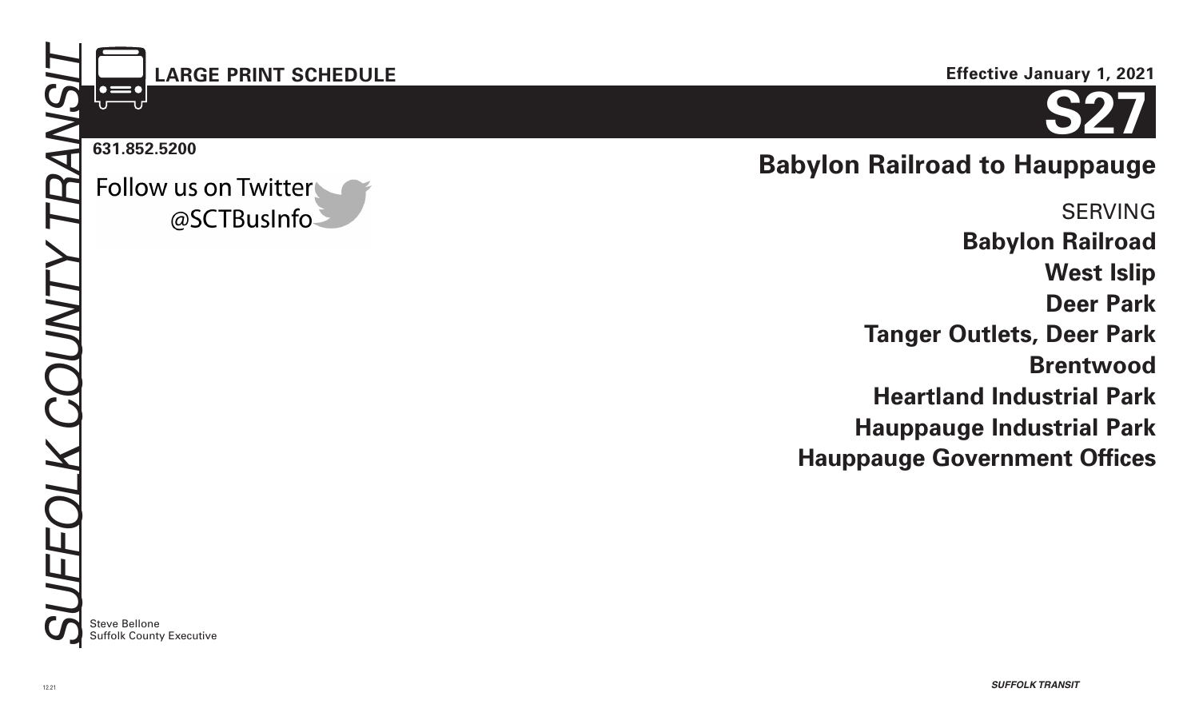*SUFFOLK COUNTY TRANSIT*

**LARGE PRINT SCHEDULE**

**Effective January 1, 2021**

# S27

**631.852.5200**

Follow us on Twitter
@SCTBusInfo

## Babylon Railroad to Hauppauge

SERVING

**Babylon Railroad**

**West Islip**

**Deer Park**

**Tanger Outlets, Deer Park**

**Brentwood**

**Heartland Industrial Park**

**Hauppauge Industrial Park**

**Hauppauge Government Offices**

Steve Bellone
Suffolk County Executive

12.21

*SUFFOLK TRANSIT*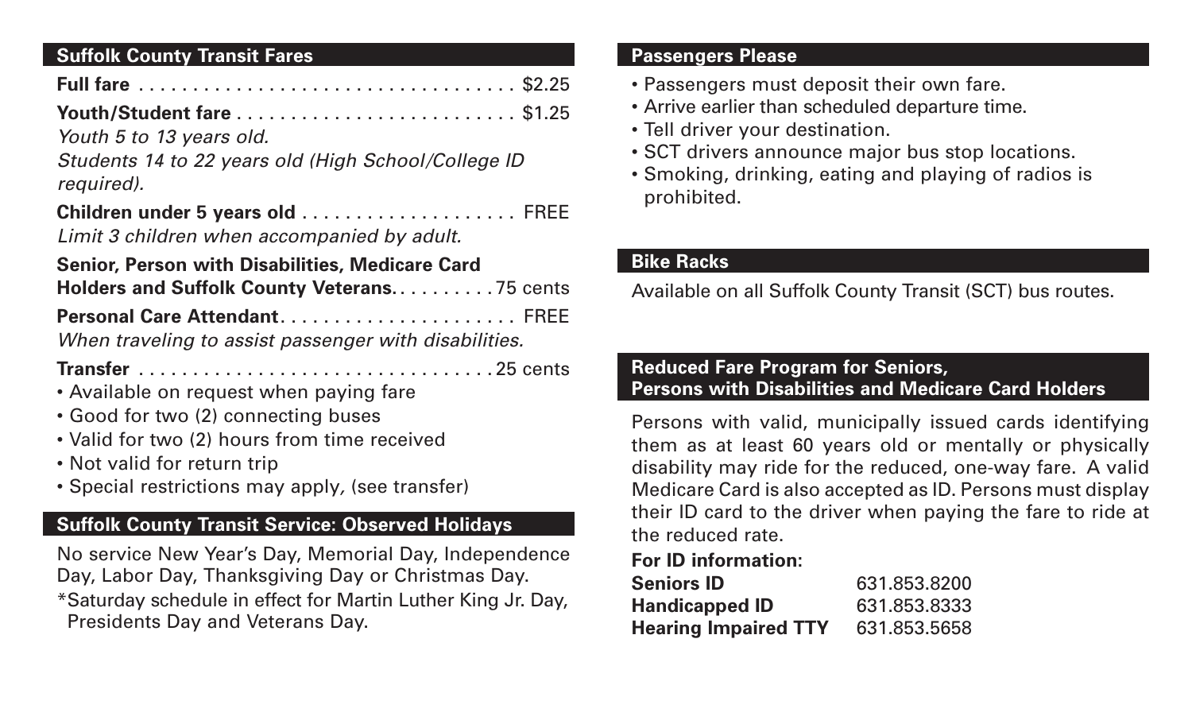## Suffolk County Transit Fares

**Full fare** . . . . . . . . . . . . . . . . . . . . . . . . . . . . . . . . . . . $2.25

**Youth/Student fare** . . . . . . . . . . . . . . . . . . . . . . . . . . $1.25
*Youth 5 to 13 years old.*
*Students 14 to 22 years old (High School/College ID required).*

**Children under 5 years old** . . . . . . . . . . . . . . . . . . . . FREE
*Limit 3 children when accompanied by adult.*

**Senior, Person with Disabilities, Medicare Card Holders and Suffolk County Veterans.** . . . . . . . . . 75 cents

**Personal Care Attendant**. . . . . . . . . . . . . . . . . . . . . . FREE
*When traveling to assist passenger with disabilities.*

**Transfer** . . . . . . . . . . . . . . . . . . . . . . . . . . . . . . . . 25 cents

- Available on request when paying fare
- Good for two (2) connecting buses
- Valid for two (2) hours from time received
- Not valid for return trip
- Special restrictions may apply, (see transfer)

## Suffolk County Transit Service: Observed Holidays

No service New Year's Day, Memorial Day, Independence Day, Labor Day, Thanksgiving Day or Christmas Day.

*Saturday schedule in effect for Martin Luther King Jr. Day, Presidents Day and Veterans Day.

## Passengers Please

- Passengers must deposit their own fare.
- Arrive earlier than scheduled departure time.
- Tell driver your destination.
- SCT drivers announce major bus stop locations.
- Smoking, drinking, eating and playing of radios is prohibited.

## Bike Racks

Available on all Suffolk County Transit (SCT) bus routes.

## Reduced Fare Program for Seniors, Persons with Disabilities and Medicare Card Holders

Persons with valid, municipally issued cards identifying them as at least 60 years old or mentally or physically disability may ride for the reduced, one-way fare. A valid Medicare Card is also accepted as ID. Persons must display their ID card to the driver when paying the fare to ride at the reduced rate.

**For ID information:**

| | |
|---|---|
| **Seniors ID** | 631.853.8200 |
| **Handicapped ID** | 631.853.8333 |
| **Hearing Impaired TTY** | 631.853.5658 |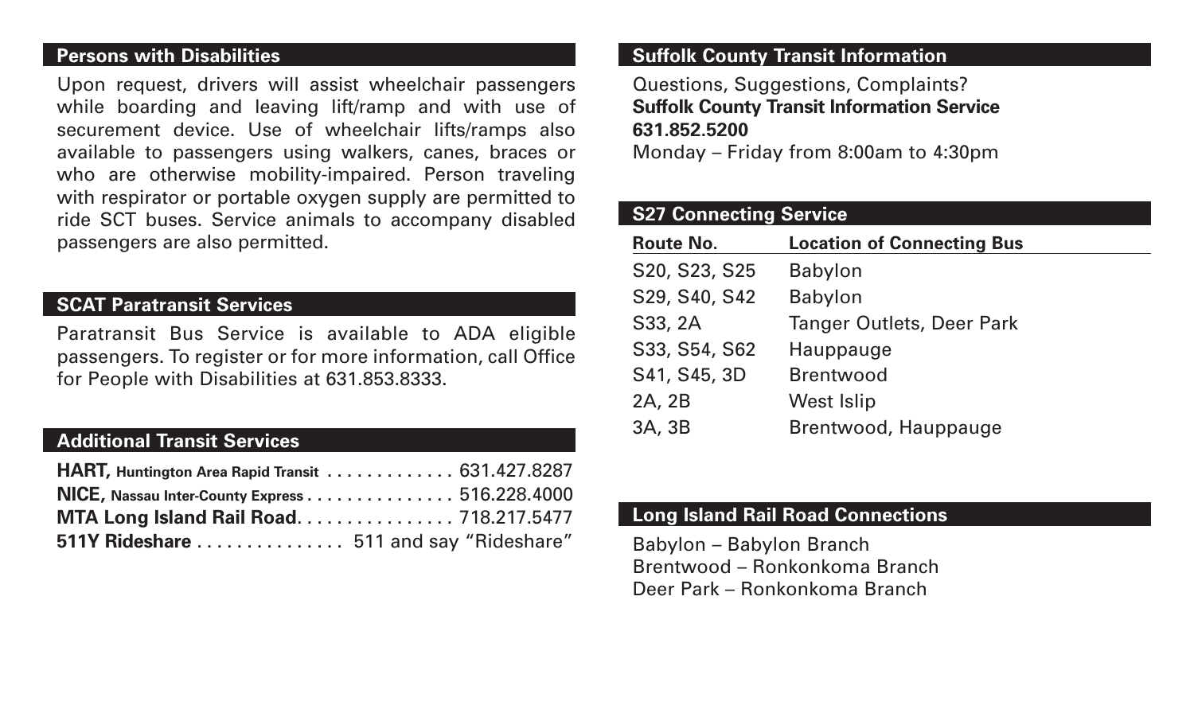## Persons with Disabilities

Upon request, drivers will assist wheelchair passengers while boarding and leaving lift/ramp and with use of securement device. Use of wheelchair lifts/ramps also available to passengers using walkers, canes, braces or who are otherwise mobility-impaired. Person traveling with respirator or portable oxygen supply are permitted to ride SCT buses. Service animals to accompany disabled passengers are also permitted.

## SCAT Paratransit Services

Paratransit Bus Service is available to ADA eligible passengers. To register or for more information, call Office for People with Disabilities at 631.853.8333.

## Additional Transit Services

**HART,** **Huntington Area Rapid Transit** . . . . . . . . . . . . . 631.427.8287
**NICE,** **Nassau Inter-County Express** . . . . . . . . . . . . . . . 516.228.4000
**MTA Long Island Rail Road**. . . . . . . . . . . . . . . . 718.217.5477
**511Y Rideshare** . . . . . . . . . . . . . . . 511 and say "Rideshare"

## Suffolk County Transit Information

Questions, Suggestions, Complaints?
**Suffolk County Transit Information Service**
**631.852.5200**
Monday – Friday from 8:00am to 4:30pm

## S27 Connecting Service

| Route No. | Location of Connecting Bus |
|---|---|
| S20, S23, S25 | Babylon |
| S29, S40, S42 | Babylon |
| S33, 2A | Tanger Outlets, Deer Park |
| S33, S54, S62 | Hauppauge |
| S41, S45, 3D | Brentwood |
| 2A, 2B | West Islip |
| 3A, 3B | Brentwood, Hauppauge |

## Long Island Rail Road Connections

Babylon – Babylon Branch
Brentwood – Ronkonkoma Branch
Deer Park – Ronkonkoma Branch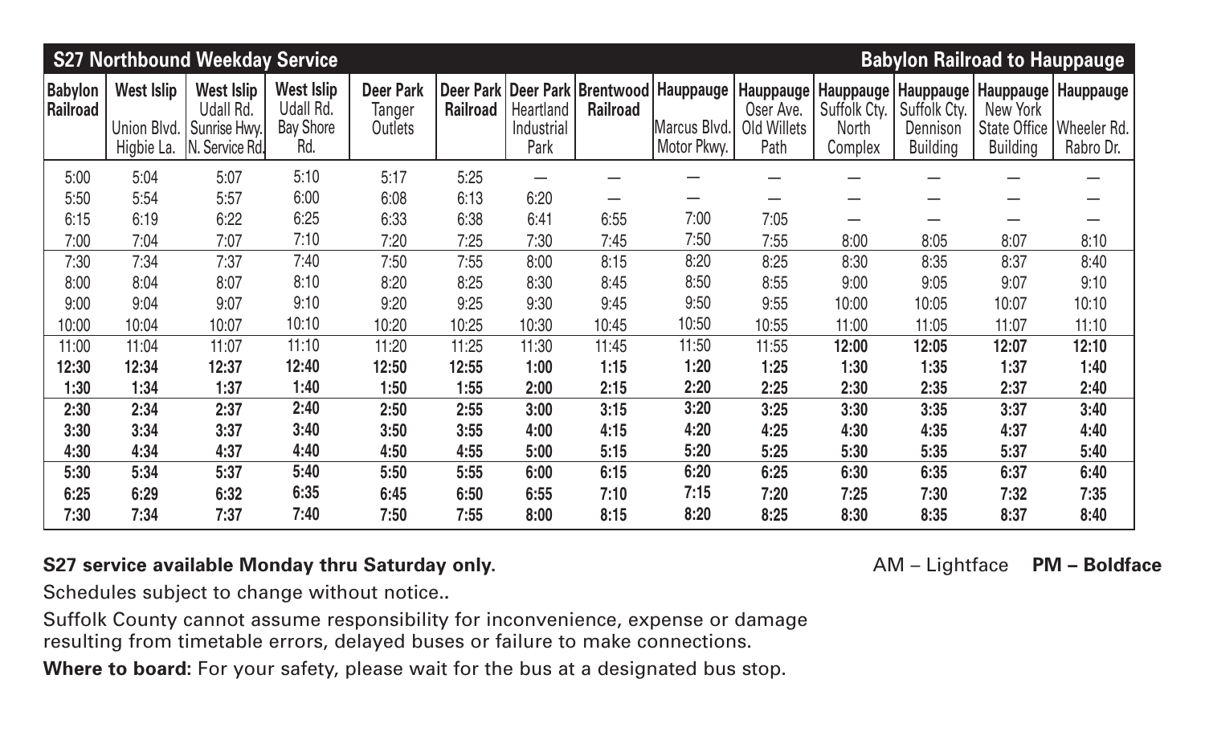## S27 Northbound Weekday Service — Babylon Railroad to Hauppauge

| Babylon Railroad | West Islip Union Blvd. Higbie La. | West Islip Udall Rd. Sunrise Hwy. N. Service Rd. | West Islip Udall Rd. Bay Shore Rd. | Deer Park Tanger Outlets | Deer Park Railroad | Deer Park Heartland Industrial Park | Brentwood Railroad | Hauppauge Marcus Blvd. Motor Pkwy. | Hauppauge Oser Ave. Old Willets Path | Hauppauge Suffolk Cty. North Complex | Hauppauge Suffolk Cty. Dennison Building | Hauppauge New York State Office Building | Hauppauge Wheeler Rd. Rabro Dr. |
|---|---|---|---|---|---|---|---|---|---|---|---|---|---|
| 5:00 | 5:04 | 5:07 | 5:10 | 5:17 | 5:25 | — | — | — | — | — | — | — | — |
| 5:50 | 5:54 | 5:57 | 6:00 | 6:08 | 6:13 | 6:20 | — | — | — | — | — | — | — |
| 6:15 | 6:19 | 6:22 | 6:25 | 6:33 | 6:38 | 6:41 | 6:55 | 7:00 | 7:05 | — | — | — | — |
| 7:00 | 7:04 | 7:07 | 7:10 | 7:20 | 7:25 | 7:30 | 7:45 | 7:50 | 7:55 | 8:00 | 8:05 | 8:07 | 8:10 |
| 7:30 | 7:34 | 7:37 | 7:40 | 7:50 | 7:55 | 8:00 | 8:15 | 8:20 | 8:25 | 8:30 | 8:35 | 8:37 | 8:40 |
| 8:00 | 8:04 | 8:07 | 8:10 | 8:20 | 8:25 | 8:30 | 8:45 | 8:50 | 8:55 | 9:00 | 9:05 | 9:07 | 9:10 |
| 9:00 | 9:04 | 9:07 | 9:10 | 9:20 | 9:25 | 9:30 | 9:45 | 9:50 | 9:55 | 10:00 | 10:05 | 10:07 | 10:10 |
| 10:00 | 10:04 | 10:07 | 10:10 | 10:20 | 10:25 | 10:30 | 10:45 | 10:50 | 10:55 | 11:00 | 11:05 | 11:07 | 11:10 |
| 11:00 | 11:04 | 11:07 | 11:10 | 11:20 | 11:25 | 11:30 | 11:45 | 11:50 | 11:55 | **12:00** | **12:05** | **12:07** | **12:10** |
| **12:30** | **12:34** | **12:37** | **12:40** | **12:50** | **12:55** | **1:00** | **1:15** | **1:20** | **1:25** | **1:30** | **1:35** | **1:37** | **1:40** |
| **1:30** | **1:34** | **1:37** | **1:40** | **1:50** | **1:55** | **2:00** | **2:15** | **2:20** | **2:25** | **2:30** | **2:35** | **2:37** | **2:40** |
| **2:30** | **2:34** | **2:37** | **2:40** | **2:50** | **2:55** | **3:00** | **3:15** | **3:20** | **3:25** | **3:30** | **3:35** | **3:37** | **3:40** |
| **3:30** | **3:34** | **3:37** | **3:40** | **3:50** | **3:55** | **4:00** | **4:15** | **4:20** | **4:25** | **4:30** | **4:35** | **4:37** | **4:40** |
| **4:30** | **4:34** | **4:37** | **4:40** | **4:50** | **4:55** | **5:00** | **5:15** | **5:20** | **5:25** | **5:30** | **5:35** | **5:37** | **5:40** |
| **5:30** | **5:34** | **5:37** | **5:40** | **5:50** | **5:55** | **6:00** | **6:15** | **6:20** | **6:25** | **6:30** | **6:35** | **6:37** | **6:40** |
| **6:25** | **6:29** | **6:32** | **6:35** | **6:45** | **6:50** | **6:55** | **7:10** | **7:15** | **7:20** | **7:25** | **7:30** | **7:32** | **7:35** |
| **7:30** | **7:34** | **7:37** | **7:40** | **7:50** | **7:55** | **8:00** | **8:15** | **8:20** | **8:25** | **8:30** | **8:35** | **8:37** | **8:40** |

**S27 service available Monday thru Saturday only.**

AM – Lightface **PM – Boldface**

Schedules subject to change without notice..

Suffolk County cannot assume responsibility for inconvenience, expense or damage resulting from timetable errors, delayed buses or failure to make connections.

**Where to board:** For your safety, please wait for the bus at a designated bus stop.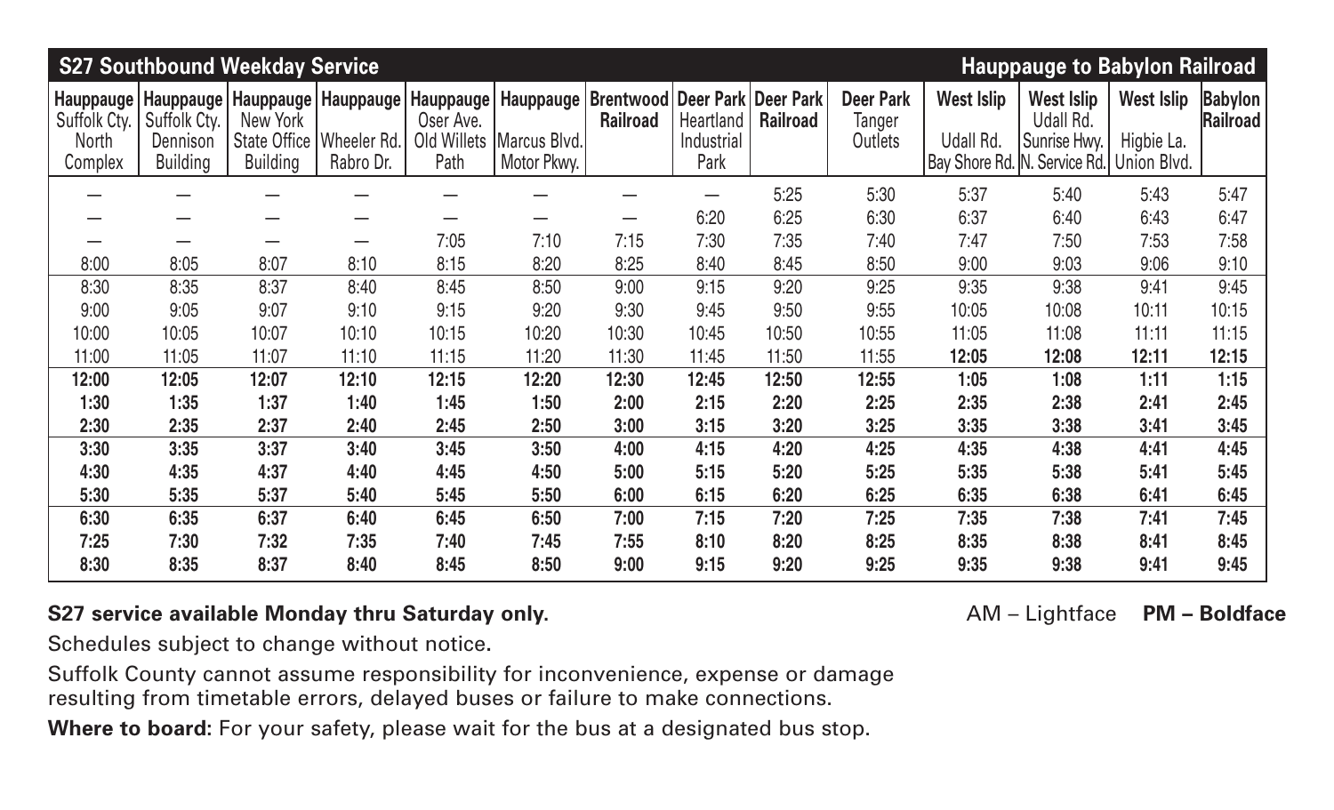## S27 Southbound Weekday Service — Hauppauge to Babylon Railroad

| Hauppauge Suffolk Cty. North Complex | Hauppauge Suffolk Cty. Dennison Building | Hauppauge New York State Office Building | Hauppauge Wheeler Rd. Rabro Dr. | Hauppauge Oser Ave. Old Willets Path | Hauppauge Marcus Blvd. Motor Pkwy. | Brentwood Railroad | Deer Park Heartland Industrial Park | Deer Park Railroad | Deer Park Tanger Outlets | West Islip Udall Rd. Bay Shore Rd. | West Islip Udall Rd. Sunrise Hwy. N. Service Rd. | West Islip Higbie La. Union Blvd. | Babylon Railroad |
|---|---|---|---|---|---|---|---|---|---|---|---|---|---|
| — | — | — | — | — | — | — | — | 5:25 | 5:30 | 5:37 | 5:40 | 5:43 | 5:47 |
| — | — | — | — | — | — | — | 6:20 | 6:25 | 6:30 | 6:37 | 6:40 | 6:43 | 6:47 |
| — | — | — | — | 7:05 | 7:10 | 7:15 | 7:30 | 7:35 | 7:40 | 7:47 | 7:50 | 7:53 | 7:58 |
| 8:00 | 8:05 | 8:07 | 8:10 | 8:15 | 8:20 | 8:25 | 8:40 | 8:45 | 8:50 | 9:00 | 9:03 | 9:06 | 9:10 |
| 8:30 | 8:35 | 8:37 | 8:40 | 8:45 | 8:50 | 9:00 | 9:15 | 9:20 | 9:25 | 9:35 | 9:38 | 9:41 | 9:45 |
| 9:00 | 9:05 | 9:07 | 9:10 | 9:15 | 9:20 | 9:30 | 9:45 | 9:50 | 9:55 | 10:05 | 10:08 | 10:11 | 10:15 |
| 10:00 | 10:05 | 10:07 | 10:10 | 10:15 | 10:20 | 10:30 | 10:45 | 10:50 | 10:55 | 11:05 | 11:08 | 11:11 | 11:15 |
| 11:00 | 11:05 | 11:07 | 11:10 | 11:15 | 11:20 | 11:30 | 11:45 | 11:50 | 11:55 | **12:05** | **12:08** | **12:11** | **12:15** |
| **12:00** | **12:05** | **12:07** | **12:10** | **12:15** | **12:20** | **12:30** | **12:45** | **12:50** | **12:55** | **1:05** | **1:08** | **1:11** | **1:15** |
| **1:30** | **1:35** | **1:37** | **1:40** | **1:45** | **1:50** | **2:00** | **2:15** | **2:20** | **2:25** | **2:35** | **2:38** | **2:41** | **2:45** |
| **2:30** | **2:35** | **2:37** | **2:40** | **2:45** | **2:50** | **3:00** | **3:15** | **3:20** | **3:25** | **3:35** | **3:38** | **3:41** | **3:45** |
| **3:30** | **3:35** | **3:37** | **3:40** | **3:45** | **3:50** | **4:00** | **4:15** | **4:20** | **4:25** | **4:35** | **4:38** | **4:41** | **4:45** |
| **4:30** | **4:35** | **4:37** | **4:40** | **4:45** | **4:50** | **5:00** | **5:15** | **5:20** | **5:25** | **5:35** | **5:38** | **5:41** | **5:45** |
| **5:30** | **5:35** | **5:37** | **5:40** | **5:45** | **5:50** | **6:00** | **6:15** | **6:20** | **6:25** | **6:35** | **6:38** | **6:41** | **6:45** |
| **6:30** | **6:35** | **6:37** | **6:40** | **6:45** | **6:50** | **7:00** | **7:15** | **7:20** | **7:25** | **7:35** | **7:38** | **7:41** | **7:45** |
| **7:25** | **7:30** | **7:32** | **7:35** | **7:40** | **7:45** | **7:55** | **8:10** | **8:20** | **8:25** | **8:35** | **8:38** | **8:41** | **8:45** |
| **8:30** | **8:35** | **8:37** | **8:40** | **8:45** | **8:50** | **9:00** | **9:15** | **9:20** | **9:25** | **9:35** | **9:38** | **9:41** | **9:45** |

**S27 service available Monday thru Saturday only.**

AM – Lightface **PM – Boldface**

Schedules subject to change without notice.

Suffolk County cannot assume responsibility for inconvenience, expense or damage resulting from timetable errors, delayed buses or failure to make connections.

**Where to board:** For your safety, please wait for the bus at a designated bus stop.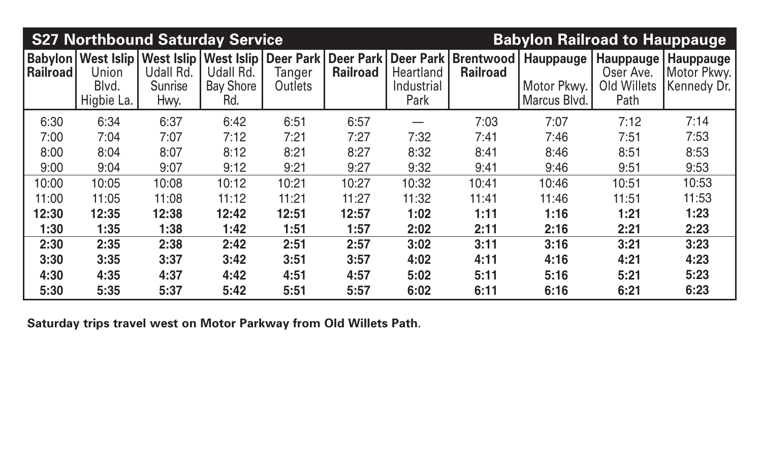| S27 Northbound Saturday Service | | | | | | | | | | Babylon Railroad to Hauppauge |
|---|---|---|---|---|---|---|---|---|---|---|
| **Babylon Railroad** | **West Islip** Union Blvd. Higbie La. | **West Islip** Udall Rd. Sunrise Hwy. | **West Islip** Udall Rd. Bay Shore Rd. | **Deer Park** Tanger Outlets | **Deer Park Railroad** | **Deer Park** Heartland Industrial Park | **Brentwood Railroad** | **Hauppauge** Motor Pkwy. Marcus Blvd. | **Hauppauge** Oser Ave. Old Willets Path | **Hauppauge** Motor Pkwy. Kennedy Dr. |
| 6:30 | 6:34 | 6:37 | 6:42 | 6:51 | 6:57 | — | 7:03 | 7:07 | 7:12 | 7:14 |
| 7:00 | 7:04 | 7:07 | 7:12 | 7:21 | 7:27 | 7:32 | 7:41 | 7:46 | 7:51 | 7:53 |
| 8:00 | 8:04 | 8:07 | 8:12 | 8:21 | 8:27 | 8:32 | 8:41 | 8:46 | 8:51 | 8:53 |
| 9:00 | 9:04 | 9:07 | 9:12 | 9:21 | 9:27 | 9:32 | 9:41 | 9:46 | 9:51 | 9:53 |
| 10:00 | 10:05 | 10:08 | 10:12 | 10:21 | 10:27 | 10:32 | 10:41 | 10:46 | 10:51 | 10:53 |
| 11:00 | 11:05 | 11:08 | 11:12 | 11:21 | 11:27 | 11:32 | 11:41 | 11:46 | 11:51 | 11:53 |
| **12:30** | **12:35** | **12:38** | **12:42** | **12:51** | **12:57** | **1:02** | **1:11** | **1:16** | **1:21** | **1:23** |
| **1:30** | **1:35** | **1:38** | **1:42** | **1:51** | **1:57** | **2:02** | **2:11** | **2:16** | **2:21** | **2:23** |
| **2:30** | **2:35** | **2:38** | **2:42** | **2:51** | **2:57** | **3:02** | **3:11** | **3:16** | **3:21** | **3:23** |
| **3:30** | **3:35** | **3:37** | **3:42** | **3:51** | **3:57** | **4:02** | **4:11** | **4:16** | **4:21** | **4:23** |
| **4:30** | **4:35** | **4:37** | **4:42** | **4:51** | **4:57** | **5:02** | **5:11** | **5:16** | **5:21** | **5:23** |
| **5:30** | **5:35** | **5:37** | **5:42** | **5:51** | **5:57** | **6:02** | **6:11** | **6:16** | **6:21** | **6:23** |

**Saturday trips travel west on Motor Parkway from Old Willets Path.**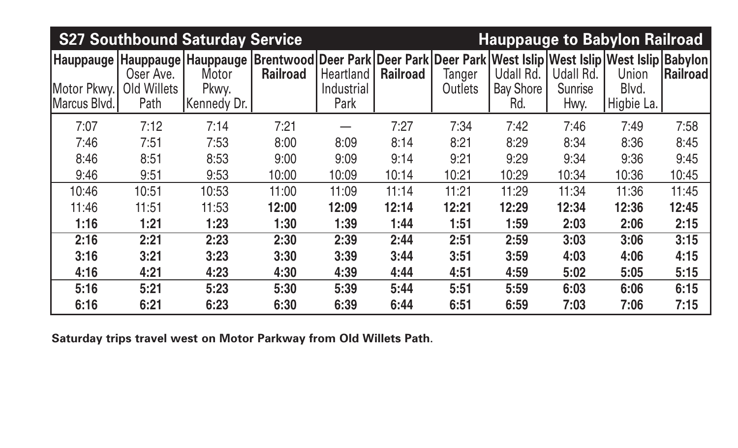| S27 Southbound Saturday Service | | | | | | | | | | Hauppauge to Babylon Railroad |
|---|---|---|---|---|---|---|---|---|---|---|
| Hauppauge Motor Pkwy. Marcus Blvd. | Hauppauge Oser Ave. Old Willets Path | Hauppauge Motor Pkwy. Kennedy Dr. | Brentwood Railroad | Deer Park Heartland Industrial Park | Deer Park Railroad | Deer Park Tanger Outlets | West Islip Udall Rd. Bay Shore Rd. | West Islip Udall Rd. Sunrise Hwy. | West Islip Union Blvd. Higbie La. | Babylon Railroad |
| 7:07 | 7:12 | 7:14 | 7:21 | — | 7:27 | 7:34 | 7:42 | 7:46 | 7:49 | 7:58 |
| 7:46 | 7:51 | 7:53 | 8:00 | 8:09 | 8:14 | 8:21 | 8:29 | 8:34 | 8:36 | 8:45 |
| 8:46 | 8:51 | 8:53 | 9:00 | 9:09 | 9:14 | 9:21 | 9:29 | 9:34 | 9:36 | 9:45 |
| 9:46 | 9:51 | 9:53 | 10:00 | 10:09 | 10:14 | 10:21 | 10:29 | 10:34 | 10:36 | 10:45 |
| 10:46 | 10:51 | 10:53 | 11:00 | 11:09 | 11:14 | 11:21 | 11:29 | 11:34 | 11:36 | 11:45 |
| 11:46 | 11:51 | 11:53 | **12:00** | **12:09** | **12:14** | **12:21** | **12:29** | **12:34** | **12:36** | **12:45** |
| **1:16** | **1:21** | **1:23** | **1:30** | **1:39** | **1:44** | **1:51** | **1:59** | **2:03** | **2:06** | **2:15** |
| **2:16** | **2:21** | **2:23** | **2:30** | **2:39** | **2:44** | **2:51** | **2:59** | **3:03** | **3:06** | **3:15** |
| **3:16** | **3:21** | **3:23** | **3:30** | **3:39** | **3:44** | **3:51** | **3:59** | **4:03** | **4:06** | **4:15** |
| **4:16** | **4:21** | **4:23** | **4:30** | **4:39** | **4:44** | **4:51** | **4:59** | **5:02** | **5:05** | **5:15** |
| **5:16** | **5:21** | **5:23** | **5:30** | **5:39** | **5:44** | **5:51** | **5:59** | **6:03** | **6:06** | **6:15** |
| **6:16** | **6:21** | **6:23** | **6:30** | **6:39** | **6:44** | **6:51** | **6:59** | **7:03** | **7:06** | **7:15** |

**Saturday trips travel west on Motor Parkway from Old Willets Path.**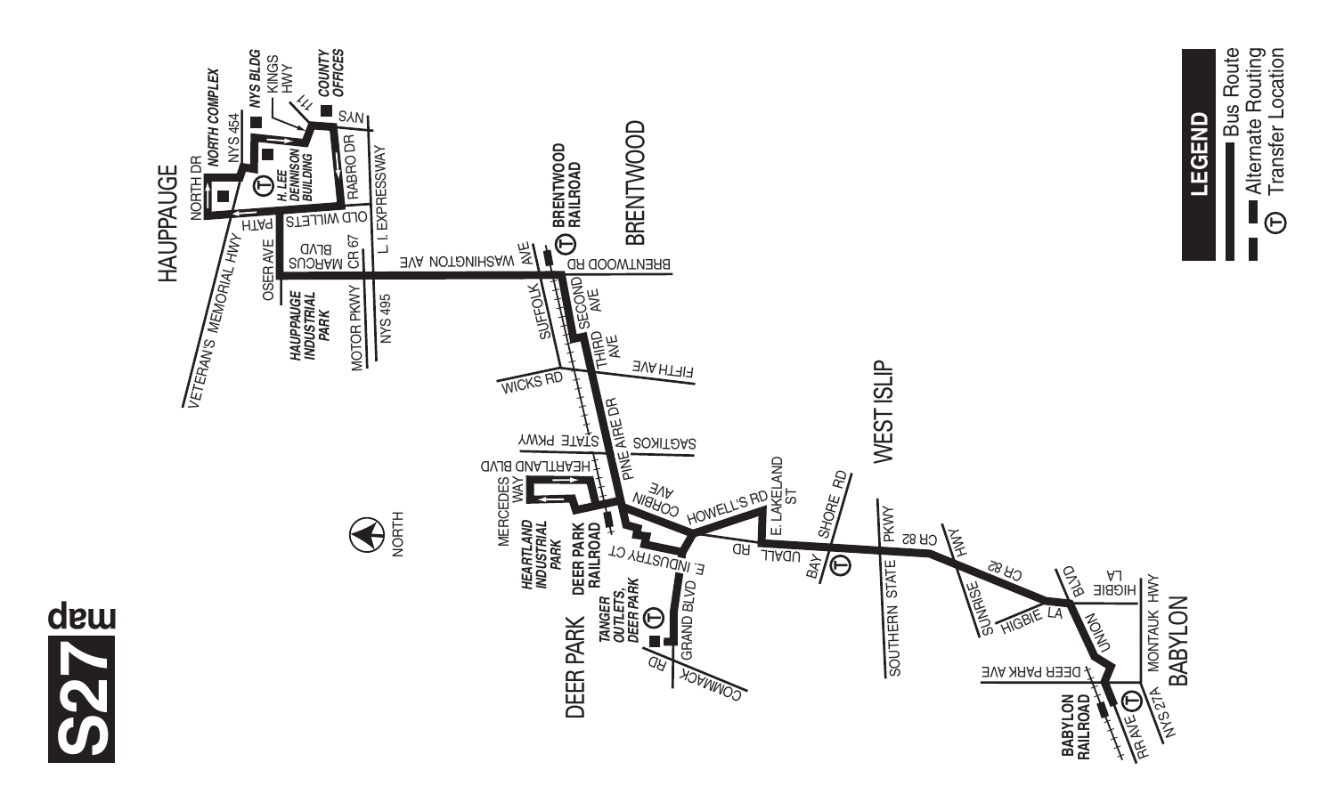# S27 map

**LEGEND**

- Bus Route
- Alternate Routing
- Transfer Location

HAUPPAUGE

NORTH DR

*NORTH COMPLEX*

NYS 454

*NYS BLDG*

KINGS HWY

111

*COUNTY OFFICES*

NYS

*H. LEE DENNISON BUILDING*

RABRO DR

OLD WILLETS PATH

L. I. EXPRESSWAY

VETERAN'S MEMORIAL HWY

OSER AVE

MARCUS BLVD

CR 67

*HAUPPAUGE INDUSTRIAL PARK*

MOTOR PKWY

NYS 495

WASHINGTON AVE

SUFFOLK AVE

**BRENTWOOD RAILROAD**

BRENTWOOD

BRENTWOOD RD

SECOND AVE

THIRD AVE

FIFTH AVE

WICKS RD

STATE PKWY

SAGTIKOS

PINE AIRE DR

HEARTLAND BLVD

MERCEDES WAY

MERCEDES

*HEARTLAND INDUSTRIAL PARK*

**DEER PARK RAILROAD**

CORBIN AVE

INDUSTRY CT

E. INDUSTRY

GRAND BLVD

*TANGER OUTLETS, DEER PARK*

COMMACK RD

DEER PARK

HOWELL'S RD

E. LAKELAND ST

UDALL RD

BAY SHORE RD

WEST ISLIP

SOUTHERN STATE PKWY

CR 82

SUNRISE HWY

HIGBIE LA

UNION BLVD

MONTAUK HWY

DEER PARK AVE

**BABYLON RAILROAD**

RR AVE

NYS 27A

BABYLON

NORTH